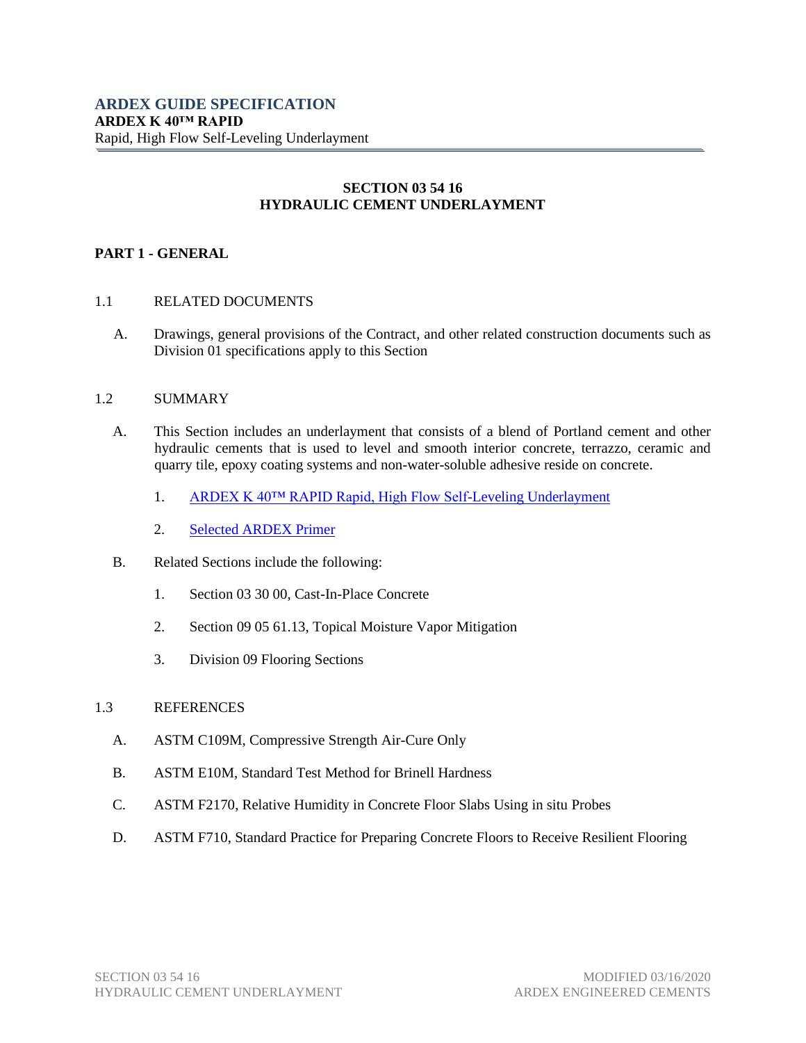**ARDEX GUIDE SPECIFICATION**
**ARDEX K 40™ RAPID**
Rapid, High Flow Self-Leveling Underlayment

## SECTION 03 54 16
## HYDRAULIC CEMENT UNDERLAYMENT

### PART 1 - GENERAL

1.1 RELATED DOCUMENTS

A. Drawings, general provisions of the Contract, and other related construction documents such as Division 01 specifications apply to this Section

1.2 SUMMARY

A. This Section includes an underlayment that consists of a blend of Portland cement and other hydraulic cements that is used to level and smooth interior concrete, terrazzo, ceramic and quarry tile, epoxy coating systems and non-water-soluble adhesive reside on concrete.

1. ARDEX K 40™ RAPID Rapid, High Flow Self-Leveling Underlayment

2. Selected ARDEX Primer

B. Related Sections include the following:

1. Section 03 30 00, Cast-In-Place Concrete

2. Section 09 05 61.13, Topical Moisture Vapor Mitigation

3. Division 09 Flooring Sections

1.3 REFERENCES

A. ASTM C109M, Compressive Strength Air-Cure Only

B. ASTM E10M, Standard Test Method for Brinell Hardness

C. ASTM F2170, Relative Humidity in Concrete Floor Slabs Using in situ Probes

D. ASTM F710, Standard Practice for Preparing Concrete Floors to Receive Resilient Flooring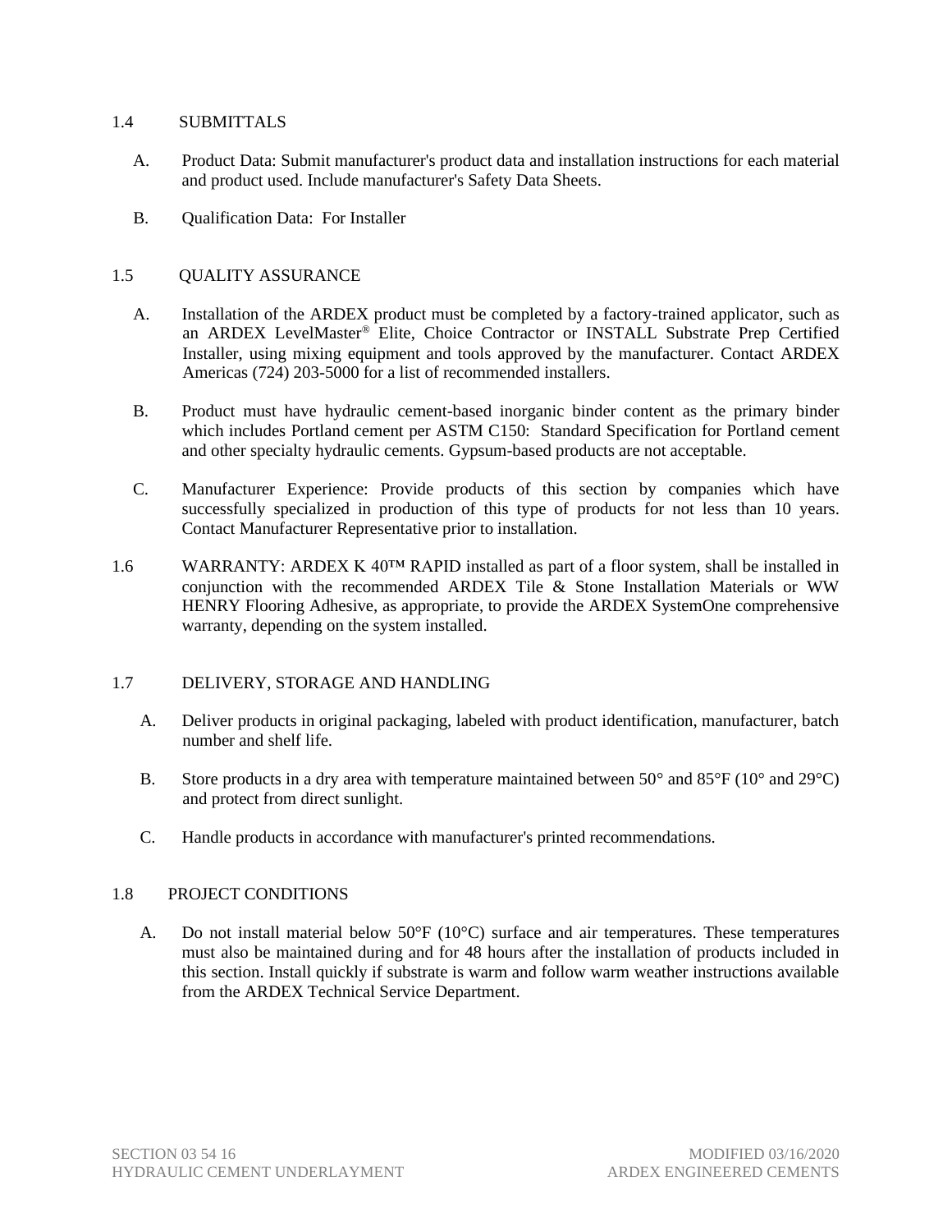## 1.4 SUBMITTALS

A. Product Data: Submit manufacturer's product data and installation instructions for each material and product used. Include manufacturer's Safety Data Sheets.

B. Qualification Data: For Installer

## 1.5 QUALITY ASSURANCE

A. Installation of the ARDEX product must be completed by a factory-trained applicator, such as an ARDEX LevelMaster® Elite, Choice Contractor or INSTALL Substrate Prep Certified Installer, using mixing equipment and tools approved by the manufacturer. Contact ARDEX Americas (724) 203-5000 for a list of recommended installers.

B. Product must have hydraulic cement-based inorganic binder content as the primary binder which includes Portland cement per ASTM C150: Standard Specification for Portland cement and other specialty hydraulic cements. Gypsum-based products are not acceptable.

C. Manufacturer Experience: Provide products of this section by companies which have successfully specialized in production of this type of products for not less than 10 years. Contact Manufacturer Representative prior to installation.

## 1.6 WARRANTY: ARDEX K 40™ RAPID installed as part of a floor system, shall be installed in conjunction with the recommended ARDEX Tile & Stone Installation Materials or WW HENRY Flooring Adhesive, as appropriate, to provide the ARDEX SystemOne comprehensive warranty, depending on the system installed.

## 1.7 DELIVERY, STORAGE AND HANDLING

A. Deliver products in original packaging, labeled with product identification, manufacturer, batch number and shelf life.

B. Store products in a dry area with temperature maintained between 50° and 85°F (10° and 29°C) and protect from direct sunlight.

C. Handle products in accordance with manufacturer's printed recommendations.

## 1.8 PROJECT CONDITIONS

A. Do not install material below 50°F (10°C) surface and air temperatures. These temperatures must also be maintained during and for 48 hours after the installation of products included in this section. Install quickly if substrate is warm and follow warm weather instructions available from the ARDEX Technical Service Department.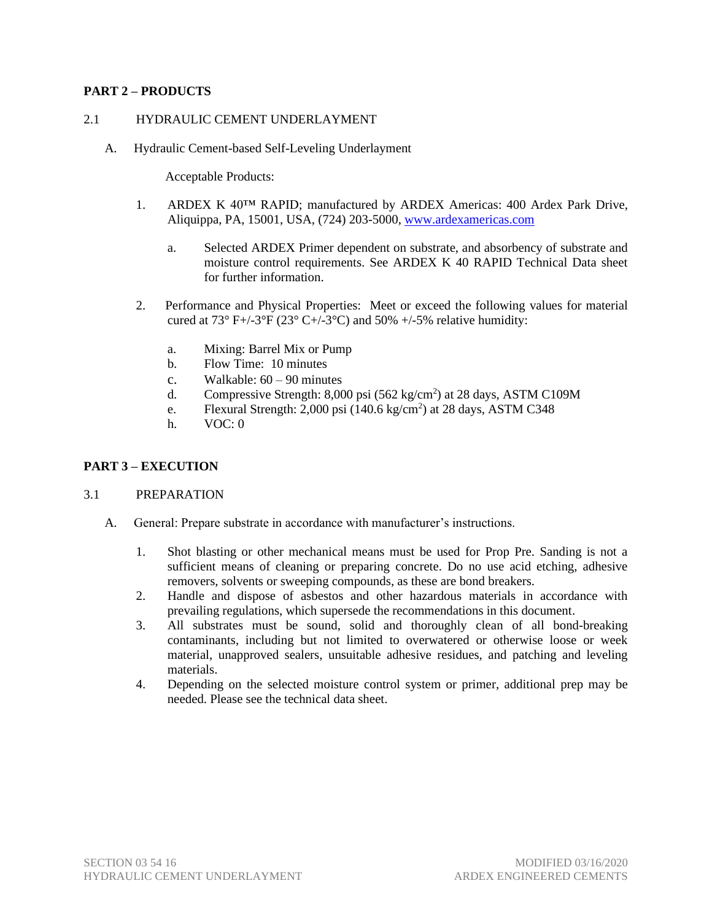## PART 2 – PRODUCTS

### 2.1 HYDRAULIC CEMENT UNDERLAYMENT

A. Hydraulic Cement-based Self-Leveling Underlayment

Acceptable Products:

1. ARDEX K 40™ RAPID; manufactured by ARDEX Americas: 400 Ardex Park Drive, Aliquippa, PA, 15001, USA, (724) 203-5000, [www.ardexamericas.com](http://www.ardexamericas.com)

   a. Selected ARDEX Primer dependent on substrate, and absorbency of substrate and moisture control requirements. See ARDEX K 40 RAPID Technical Data sheet for further information.

2. Performance and Physical Properties: Meet or exceed the following values for material cured at 73° F+/-3°F (23° C+/-3°C) and 50% +/-5% relative humidity:

   a. Mixing: Barrel Mix or Pump
   b. Flow Time: 10 minutes
   c. Walkable: 60 – 90 minutes
   d. Compressive Strength: 8,000 psi (562 kg/cm$^2$) at 28 days, ASTM C109M
   e. Flexural Strength: 2,000 psi (140.6 kg/cm$^2$) at 28 days, ASTM C348
   h. VOC: 0

## PART 3 – EXECUTION

### 3.1 PREPARATION

A. General: Prepare substrate in accordance with manufacturer's instructions.

1. Shot blasting or other mechanical means must be used for Prop Pre. Sanding is not a sufficient means of cleaning or preparing concrete. Do no use acid etching, adhesive removers, solvents or sweeping compounds, as these are bond breakers.
2. Handle and dispose of asbestos and other hazardous materials in accordance with prevailing regulations, which supersede the recommendations in this document.
3. All substrates must be sound, solid and thoroughly clean of all bond-breaking contaminants, including but not limited to overwatered or otherwise loose or week material, unapproved sealers, unsuitable adhesive residues, and patching and leveling materials.
4. Depending on the selected moisture control system or primer, additional prep may be needed. Please see the technical data sheet.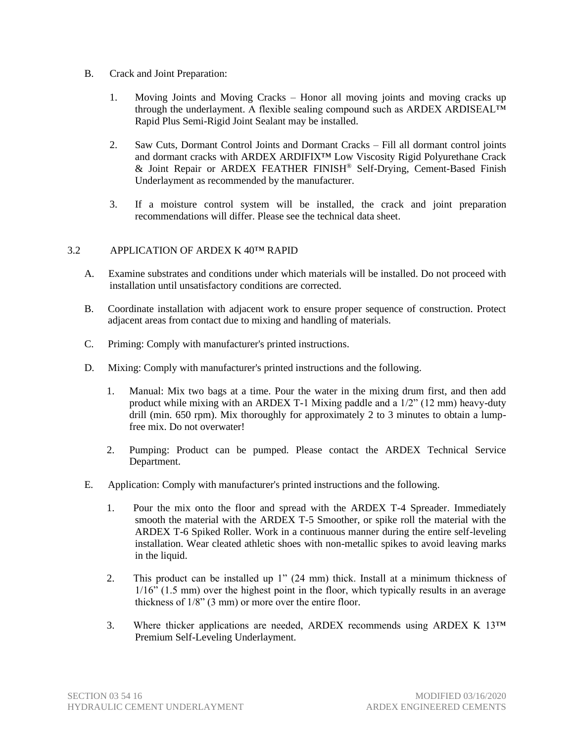B. Crack and Joint Preparation:

1. Moving Joints and Moving Cracks – Honor all moving joints and moving cracks up through the underlayment. A flexible sealing compound such as ARDEX ARDISEAL™ Rapid Plus Semi-Rigid Joint Sealant may be installed.

2. Saw Cuts, Dormant Control Joints and Dormant Cracks – Fill all dormant control joints and dormant cracks with ARDEX ARDIFIX™ Low Viscosity Rigid Polyurethane Crack & Joint Repair or ARDEX FEATHER FINISH® Self-Drying, Cement-Based Finish Underlayment as recommended by the manufacturer.

3. If a moisture control system will be installed, the crack and joint preparation recommendations will differ. Please see the technical data sheet.

## 3.2 APPLICATION OF ARDEX K 40™ RAPID

A. Examine substrates and conditions under which materials will be installed. Do not proceed with installation until unsatisfactory conditions are corrected.

B. Coordinate installation with adjacent work to ensure proper sequence of construction. Protect adjacent areas from contact due to mixing and handling of materials.

C. Priming: Comply with manufacturer's printed instructions.

D. Mixing: Comply with manufacturer's printed instructions and the following.

1. Manual: Mix two bags at a time. Pour the water in the mixing drum first, and then add product while mixing with an ARDEX T-1 Mixing paddle and a 1/2" (12 mm) heavy-duty drill (min. 650 rpm). Mix thoroughly for approximately 2 to 3 minutes to obtain a lump-free mix. Do not overwater!

2. Pumping: Product can be pumped. Please contact the ARDEX Technical Service Department.

E. Application: Comply with manufacturer's printed instructions and the following.

1. Pour the mix onto the floor and spread with the ARDEX T-4 Spreader. Immediately smooth the material with the ARDEX T-5 Smoother, or spike roll the material with the ARDEX T-6 Spiked Roller. Work in a continuous manner during the entire self-leveling installation. Wear cleated athletic shoes with non-metallic spikes to avoid leaving marks in the liquid.

2. This product can be installed up 1" (24 mm) thick. Install at a minimum thickness of 1/16" (1.5 mm) over the highest point in the floor, which typically results in an average thickness of 1/8" (3 mm) or more over the entire floor.

3. Where thicker applications are needed, ARDEX recommends using ARDEX K 13™ Premium Self-Leveling Underlayment.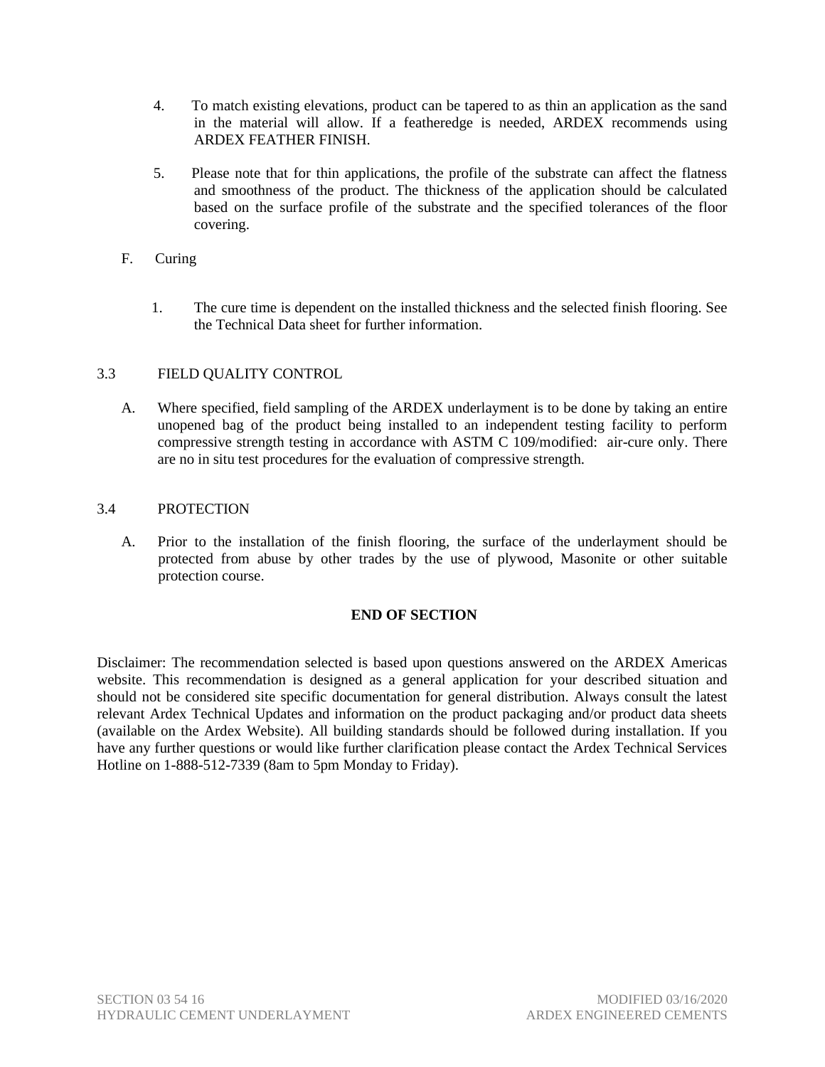4. To match existing elevations, product can be tapered to as thin an application as the sand in the material will allow. If a featheredge is needed, ARDEX recommends using ARDEX FEATHER FINISH.

5. Please note that for thin applications, the profile of the substrate can affect the flatness and smoothness of the product. The thickness of the application should be calculated based on the surface profile of the substrate and the specified tolerances of the floor covering.

F. Curing

1. The cure time is dependent on the installed thickness and the selected finish flooring. See the Technical Data sheet for further information.

3.3 FIELD QUALITY CONTROL

A. Where specified, field sampling of the ARDEX underlayment is to be done by taking an entire unopened bag of the product being installed to an independent testing facility to perform compressive strength testing in accordance with ASTM C 109/modified: air-cure only. There are no in situ test procedures for the evaluation of compressive strength.

3.4 PROTECTION

A. Prior to the installation of the finish flooring, the surface of the underlayment should be protected from abuse by other trades by the use of plywood, Masonite or other suitable protection course.

**END OF SECTION**

Disclaimer: The recommendation selected is based upon questions answered on the ARDEX Americas website. This recommendation is designed as a general application for your described situation and should not be considered site specific documentation for general distribution. Always consult the latest relevant Ardex Technical Updates and information on the product packaging and/or product data sheets (available on the Ardex Website). All building standards should be followed during installation. If you have any further questions or would like further clarification please contact the Ardex Technical Services Hotline on 1-888-512-7339 (8am to 5pm Monday to Friday).